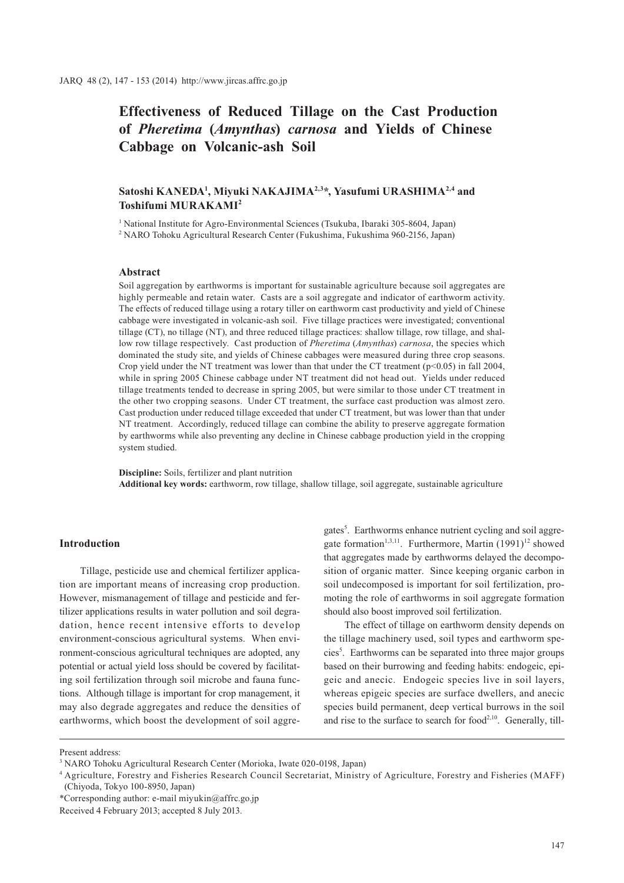# Effectiveness of Reduced Tillage on the Cast Production of *Pheretima* (*Amynthas*) *carnosa* and Yields of Chinese Cabbage on Volcanic-ash Soil

**Satoshi KANEDA[1], Miyuki NAKAJIMA[2,3]*, Yasufumi URASHIMA[2,4] and Toshifumi MURAKAMI[2]**

[1] National Institute for Agro-Environmental Sciences (Tsukuba, Ibaraki 305-8604, Japan)

[2] NARO Tohoku Agricultural Research Center (Fukushima, Fukushima 960-2156, Japan)

## Abstract

Soil aggregation by earthworms is important for sustainable agriculture because soil aggregates are highly permeable and retain water. Casts are a soil aggregate and indicator of earthworm activity. The effects of reduced tillage using a rotary tiller on earthworm cast productivity and yield of Chinese cabbage were investigated in volcanic-ash soil. Five tillage practices were investigated; conventional tillage (CT), no tillage (NT), and three reduced tillage practices: shallow tillage, row tillage, and shallow row tillage respectively. Cast production of *Pheretima* (*Amynthas*) *carnosa*, the species which dominated the study site, and yields of Chinese cabbages were measured during three crop seasons. Crop yield under the NT treatment was lower than that under the CT treatment ($p<0.05$) in fall 2004, while in spring 2005 Chinese cabbage under NT treatment did not head out. Yields under reduced tillage treatments tended to decrease in spring 2005, but were similar to those under CT treatment in the other two cropping seasons. Under CT treatment, the surface cast production was almost zero. Cast production under reduced tillage exceeded that under CT treatment, but was lower than that under NT treatment. Accordingly, reduced tillage can combine the ability to preserve aggregate formation by earthworms while also preventing any decline in Chinese cabbage production yield in the cropping system studied.

**Discipline:** Soils, fertilizer and plant nutrition
**Additional key words:** earthworm, row tillage, shallow tillage, soil aggregate, sustainable agriculture

## Introduction

Tillage, pesticide use and chemical fertilizer application are important means of increasing crop production. However, mismanagement of tillage and pesticide and fertilizer applications results in water pollution and soil degradation, hence recent intensive efforts to develop environment-conscious agricultural systems. When environment-conscious agricultural techniques are adopted, any potential or actual yield loss should be covered by facilitating soil fertilization through soil microbe and fauna functions. Although tillage is important for crop management, it may also degrade aggregates and reduce the densities of earthworms, which boost the development of soil aggregates[5]. Earthworms enhance nutrient cycling and soil aggregate formation[1,3,11]. Furthermore, Martin (1991)[12] showed that aggregates made by earthworms delayed the decomposition of organic matter. Since keeping organic carbon in soil undecomposed is important for soil fertilization, promoting the role of earthworms in soil aggregate formation should also boost improved soil fertilization.

The effect of tillage on earthworm density depends on the tillage machinery used, soil types and earthworm species[5]. Earthworms can be separated into three major groups based on their burrowing and feeding habits: endogeic, epigeic and anecic. Endogeic species live in soil layers, whereas epigeic species are surface dwellers, and anecic species build permanent, deep vertical burrows in the soil and rise to the surface to search for food[2,10]. Generally, till-

Present address:

[3] NARO Tohoku Agricultural Research Center (Morioka, Iwate 020-0198, Japan)

[4] Agriculture, Forestry and Fisheries Research Council Secretariat, Ministry of Agriculture, Forestry and Fisheries (MAFF) (Chiyoda, Tokyo 100-8950, Japan)

*Corresponding author: e-mail miyukin@affrc.go.jp

Received 4 February 2013; accepted 8 July 2013.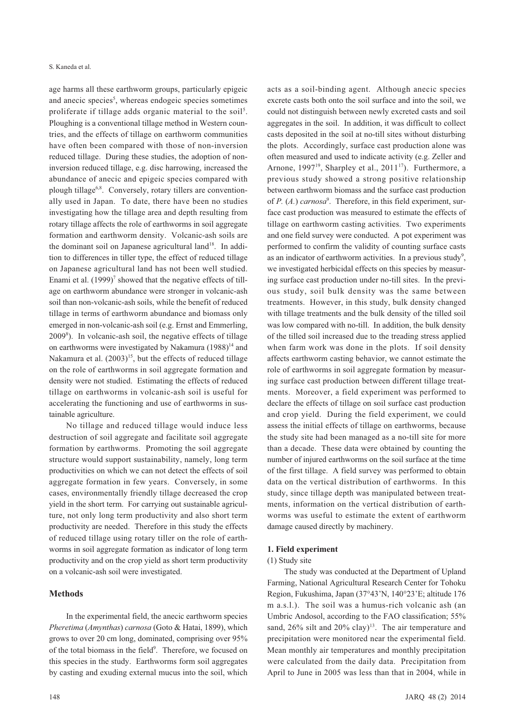age harms all these earthworm groups, particularly epigeic and anecic species[5], whereas endogeic species sometimes proliferate if tillage adds organic material to the soil[5]. Ploughing is a conventional tillage method in Western countries, and the effects of tillage on earthworm communities have often been compared with those of non-inversion reduced tillage. During these studies, the adoption of non-inversion reduced tillage, e.g. disc harrowing, increased the abundance of anecic and epigeic species compared with plough tillage[6,8]. Conversely, rotary tillers are conventionally used in Japan. To date, there have been no studies investigating how the tillage area and depth resulting from rotary tillage affects the role of earthworms in soil aggregate formation and earthworm density. Volcanic-ash soils are the dominant soil on Japanese agricultural land[18]. In addition to differences in tiller type, the effect of reduced tillage on Japanese agricultural land has not been well studied. Enami et al. (1999)[7] showed that the negative effects of tillage on earthworm abundance were stronger in volcanic-ash soil than non-volcanic-ash soils, while the benefit of reduced tillage in terms of earthworm abundance and biomass only emerged in non-volcanic-ash soil (e.g. Ernst and Emmerling, 2009[8]). In volcanic-ash soil, the negative effects of tillage on earthworms were investigated by Nakamura (1988)[14] and Nakamura et al. (2003)[15], but the effects of reduced tillage on the role of earthworms in soil aggregate formation and density were not studied. Estimating the effects of reduced tillage on earthworms in volcanic-ash soil is useful for accelerating the functioning and use of earthworms in sustainable agriculture.

No tillage and reduced tillage would induce less destruction of soil aggregate and facilitate soil aggregate formation by earthworms. Promoting the soil aggregate structure would support sustainability, namely, long term productivities on which we can not detect the effects of soil aggregate formation in few years. Conversely, in some cases, environmentally friendly tillage decreased the crop yield in the short term. For carrying out sustainable agriculture, not only long term productivity and also short term productivity are needed. Therefore in this study the effects of reduced tillage using rotary tiller on the role of earthworms in soil aggregate formation as indicator of long term productivity and on the crop yield as short term productivity on a volcanic-ash soil were investigated.

## Methods

In the experimental field, the anecic earthworm species *Pheretima* (*Amynthas*) *carnosa* (Goto & Hatai, 1899), which grows to over 20 cm long, dominated, comprising over 95% of the total biomass in the field[9]. Therefore, we focused on this species in the study. Earthworms form soil aggregates by casting and exuding external mucus into the soil, which acts as a soil-binding agent. Although anecic species excrete casts both onto the soil surface and into the soil, we could not distinguish between newly excreted casts and soil aggregates in the soil. In addition, it was difficult to collect casts deposited in the soil at no-till sites without disturbing the plots. Accordingly, surface cast production alone was often measured and used to indicate activity (e.g. Zeller and Arnone, 1997[19], Sharpley et al., 2011[17]). Furthermore, a previous study showed a strong positive relationship between earthworm biomass and the surface cast production of *P.* (*A.*) *carnosa*[9]. Therefore, in this field experiment, surface cast production was measured to estimate the effects of tillage on earthworm casting activities. Two experiments and one field survey were conducted. A pot experiment was performed to confirm the validity of counting surface casts as an indicator of earthworm activities. In a previous study[9], we investigated herbicidal effects on this species by measuring surface cast production under no-till sites. In the previous study, soil bulk density was the same between treatments. However, in this study, bulk density changed with tillage treatments and the bulk density of the tilled soil was low compared with no-till. In addition, the bulk density of the tilled soil increased due to the treading stress applied when farm work was done in the plots. If soil density affects earthworm casting behavior, we cannot estimate the role of earthworms in soil aggregate formation by measuring surface cast production between different tillage treatments. Moreover, a field experiment was performed to declare the effects of tillage on soil surface cast production and crop yield. During the field experiment, we could assess the initial effects of tillage on earthworms, because the study site had been managed as a no-till site for more than a decade. These data were obtained by counting the number of injured earthworms on the soil surface at the time of the first tillage. A field survey was performed to obtain data on the vertical distribution of earthworms. In this study, since tillage depth was manipulated between treatments, information on the vertical distribution of earthworms was useful to estimate the extent of earthworm damage caused directly by machinery.

### 1. Field experiment

(1) Study site

The study was conducted at the Department of Upland Farming, National Agricultural Research Center for Tohoku Region, Fukushima, Japan (37°43'N, 140°23'E; altitude 176 m a.s.l.). The soil was a humus-rich volcanic ash (an Umbric Andosol, according to the FAO classification; 55% sand, 26% silt and 20% clay)[13]. The air temperature and precipitation were monitored near the experimental field. Mean monthly air temperatures and monthly precipitation were calculated from the daily data. Precipitation from April to June in 2005 was less than that in 2004, while in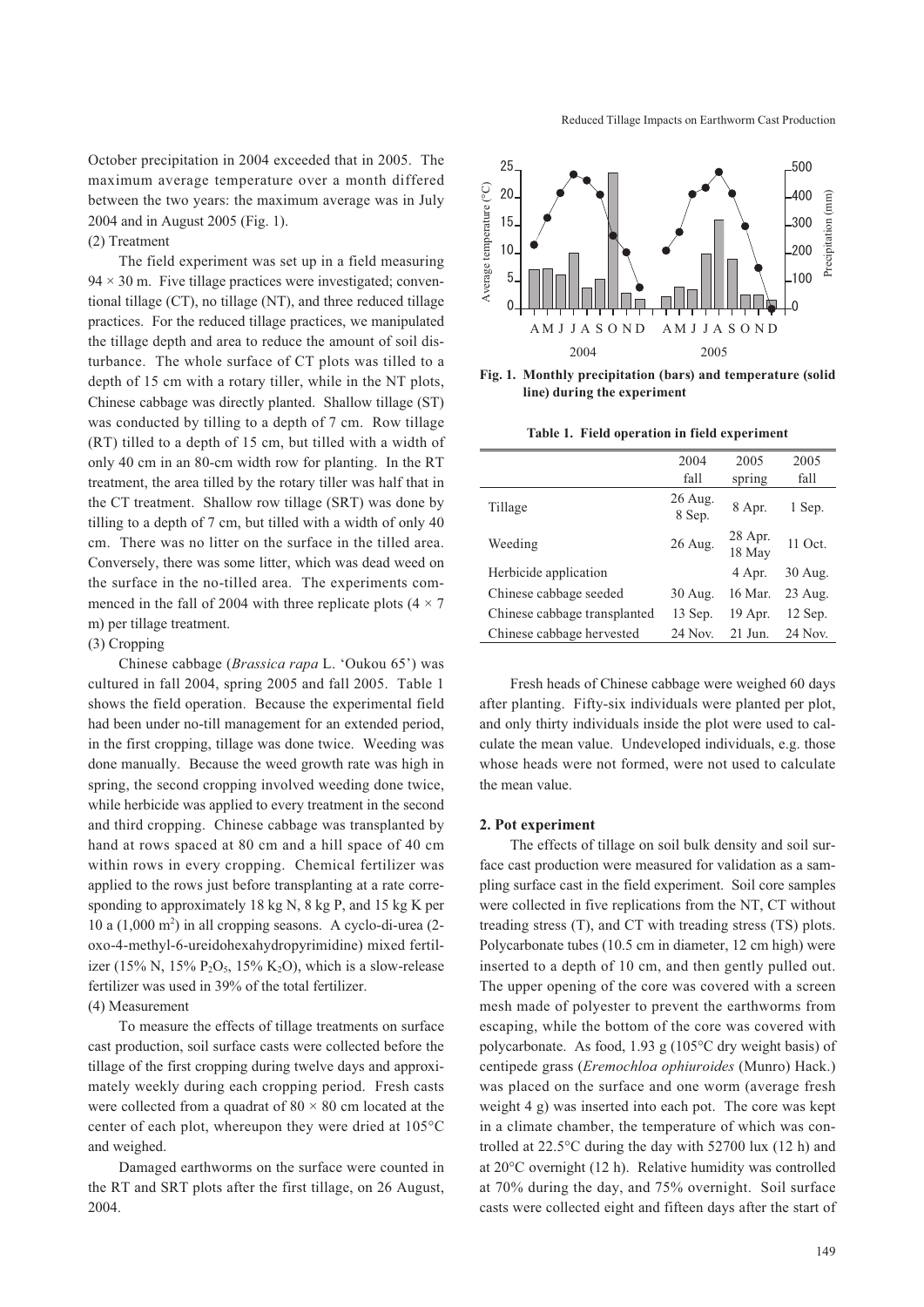October precipitation in 2004 exceeded that in 2005. The maximum average temperature over a month differed between the two years: the maximum average was in July 2004 and in August 2005 (Fig. 1).

(2) Treatment

The field experiment was set up in a field measuring 94 × 30 m. Five tillage practices were investigated; conventional tillage (CT), no tillage (NT), and three reduced tillage practices. For the reduced tillage practices, we manipulated the tillage depth and area to reduce the amount of soil disturbance. The whole surface of CT plots was tilled to a depth of 15 cm with a rotary tiller, while in the NT plots, Chinese cabbage was directly planted. Shallow tillage (ST) was conducted by tilling to a depth of 7 cm. Row tillage (RT) tilled to a depth of 15 cm, but tilled with a width of only 40 cm in an 80-cm width row for planting. In the RT treatment, the area tilled by the rotary tiller was half that in the CT treatment. Shallow row tillage (SRT) was done by tilling to a depth of 7 cm, but tilled with a width of only 40 cm. There was no litter on the surface in the tilled area. Conversely, there was some litter, which was dead weed on the surface in the no-tilled area. The experiments commenced in the fall of 2004 with three replicate plots (4 × 7 m) per tillage treatment.

(3) Cropping

Chinese cabbage (*Brassica rapa* L. 'Oukou 65') was cultured in fall 2004, spring 2005 and fall 2005. Table 1 shows the field operation. Because the experimental field had been under no-till management for an extended period, in the first cropping, tillage was done twice. Weeding was done manually. Because the weed growth rate was high in spring, the second cropping involved weeding done twice, while herbicide was applied to every treatment in the second and third cropping. Chinese cabbage was transplanted by hand at rows spaced at 80 cm and a hill space of 40 cm within rows in every cropping. Chemical fertilizer was applied to the rows just before transplanting at a rate corresponding to approximately 18 kg N, 8 kg P, and 15 kg K per 10 a (1,000 $m^2$) in all cropping seasons. A cyclo-di-urea (2-oxo-4-methyl-6-ureidohexahydropyrimidine) mixed fertilizer (15% N, 15% $P_2O_5$, 15% $K_2O$), which is a slow-release fertilizer was used in 39% of the total fertilizer.

(4) Measurement

To measure the effects of tillage treatments on surface cast production, soil surface casts were collected before the tillage of the first cropping during twelve days and approximately weekly during each cropping period. Fresh casts were collected from a quadrat of 80 × 80 cm located at the center of each plot, whereupon they were dried at 105°C and weighed.

Damaged earthworms on the surface were counted in the RT and SRT plots after the first tillage, on 26 August, 2004.

**Fig. 1. Monthly precipitation (bars) and temperature (solid line) during the experiment**

**Table 1. Field operation in field experiment**

| | 2004 fall | 2005 spring | 2005 fall |
|---|---|---|---|
| Tillage | 26 Aug. 8 Sep. | 8 Apr. | 1 Sep. |
| Weeding | 26 Aug. | 28 Apr. 18 May | 11 Oct. |
| Herbicide application | | 4 Apr. | 30 Aug. |
| Chinese cabbage seeded | 30 Aug. | 16 Mar. | 23 Aug. |
| Chinese cabbage transplanted | 13 Sep. | 19 Apr. | 12 Sep. |
| Chinese cabbage hervested | 24 Nov. | 21 Jun. | 24 Nov. |

Fresh heads of Chinese cabbage were weighed 60 days after planting. Fifty-six individuals were planted per plot, and only thirty individuals inside the plot were used to calculate the mean value. Undeveloped individuals, e.g. those whose heads were not formed, were not used to calculate the mean value.

### 2. Pot experiment

The effects of tillage on soil bulk density and soil surface cast production were measured for validation as a sampling surface cast in the field experiment. Soil core samples were collected in five replications from the NT, CT without treading stress (T), and CT with treading stress (TS) plots. Polycarbonate tubes (10.5 cm in diameter, 12 cm high) were inserted to a depth of 10 cm, and then gently pulled out. The upper opening of the core was covered with a screen mesh made of polyester to prevent the earthworms from escaping, while the bottom of the core was covered with polycarbonate. As food, 1.93 g (105°C dry weight basis) of centipede grass (*Eremochloa ophiuroides* (Munro) Hack.) was placed on the surface and one worm (average fresh weight 4 g) was inserted into each pot. The core was kept in a climate chamber, the temperature of which was controlled at 22.5°C during the day with 52700 lux (12 h) and at 20°C overnight (12 h). Relative humidity was controlled at 70% during the day, and 75% overnight. Soil surface casts were collected eight and fifteen days after the start of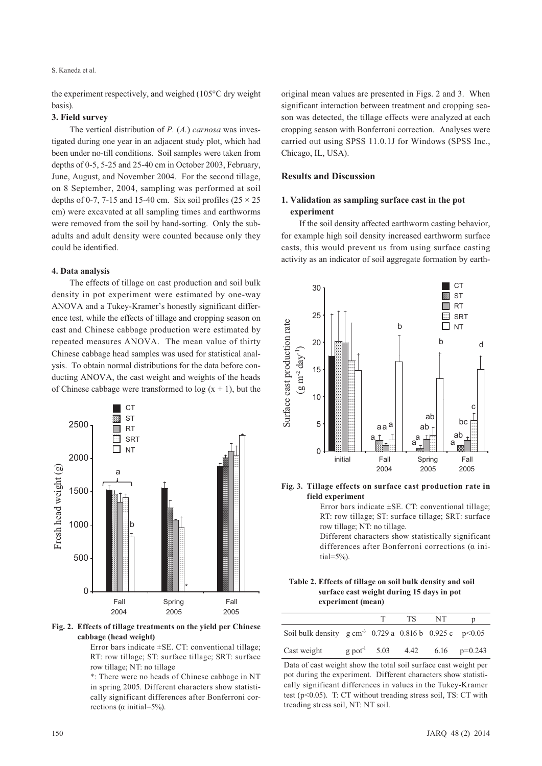the experiment respectively, and weighed (105°C dry weight basis).

### 3. Field survey

The vertical distribution of *P.* (*A.*) *carnosa* was investigated during one year in an adjacent study plot, which had been under no-till conditions. Soil samples were taken from depths of 0-5, 5-25 and 25-40 cm in October 2003, February, June, August, and November 2004. For the second tillage, on 8 September, 2004, sampling was performed at soil depths of 0-7, 7-15 and 15-40 cm. Six soil profiles ($25 \times 25$ cm) were excavated at all sampling times and earthworms were removed from the soil by hand-sorting. Only the subadults and adult density were counted because only they could be identified.

### 4. Data analysis

The effects of tillage on cast production and soil bulk density in pot experiment were estimated by one-way ANOVA and a Tukey-Kramer's honestly significant difference test, while the effects of tillage and cropping season on cast and Chinese cabbage production were estimated by repeated measures ANOVA. The mean value of thirty Chinese cabbage head samples was used for statistical analysis. To obtain normal distributions for the data before conducting ANOVA, the cast weight and weights of the heads of Chinese cabbage were transformed to $\log(x + 1)$, but the original mean values are presented in Figs. 2 and 3. When significant interaction between treatment and cropping season was detected, the tillage effects were analyzed at each cropping season with Bonferroni correction. Analyses were carried out using SPSS 11.0.1J for Windows (SPSS Inc., Chicago, IL, USA).

**Fig. 2. Effects of tillage treatments on the yield per Chinese cabbage (head weight)**

Error bars indicate ±SE. CT: conventional tillage; RT: row tillage; ST: surface tillage; SRT: surface row tillage; NT: no tillage

*: There were no heads of Chinese cabbage in NT in spring 2005. Different characters show statistically significant differences after Bonferroni corrections (α initial=5%).

## Results and Discussion

### 1. Validation as sampling surface cast in the pot experiment

If the soil density affected earthworm casting behavior, for example high soil density increased earthworm surface casts, this would prevent us from using surface casting activity as an indicator of soil aggregate formation by earth-

**Fig. 3. Tillage effects on surface cast production rate in field experiment**

Error bars indicate ±SE. CT: conventional tillage; RT: row tillage; ST: surface tillage; SRT: surface row tillage; NT: no tillage.

Different characters show statistically significant differences after Bonferroni corrections (α initial=5%).

**Table 2. Effects of tillage on soil bulk density and soil surface cast weight during 15 days in pot experiment (mean)**

| | | T | TS | NT | p |
|---|---|---|---|---|---|
| Soil bulk density | g cm$^{-3}$ | 0.729 a | 0.816 b | 0.925 c | $p<0.05$ |
| Cast weight | g pot$^{-1}$ | 5.03 | 4.42 | 6.16 | $p=0.243$ |

Data of cast weight show the total soil surface cast weight per pot during the experiment. Different characters show statistically significant differences in values in the Tukey-Kramer test ($p<0.05$). T: CT without treading stress soil, TS: CT with treading stress soil, NT: NT soil.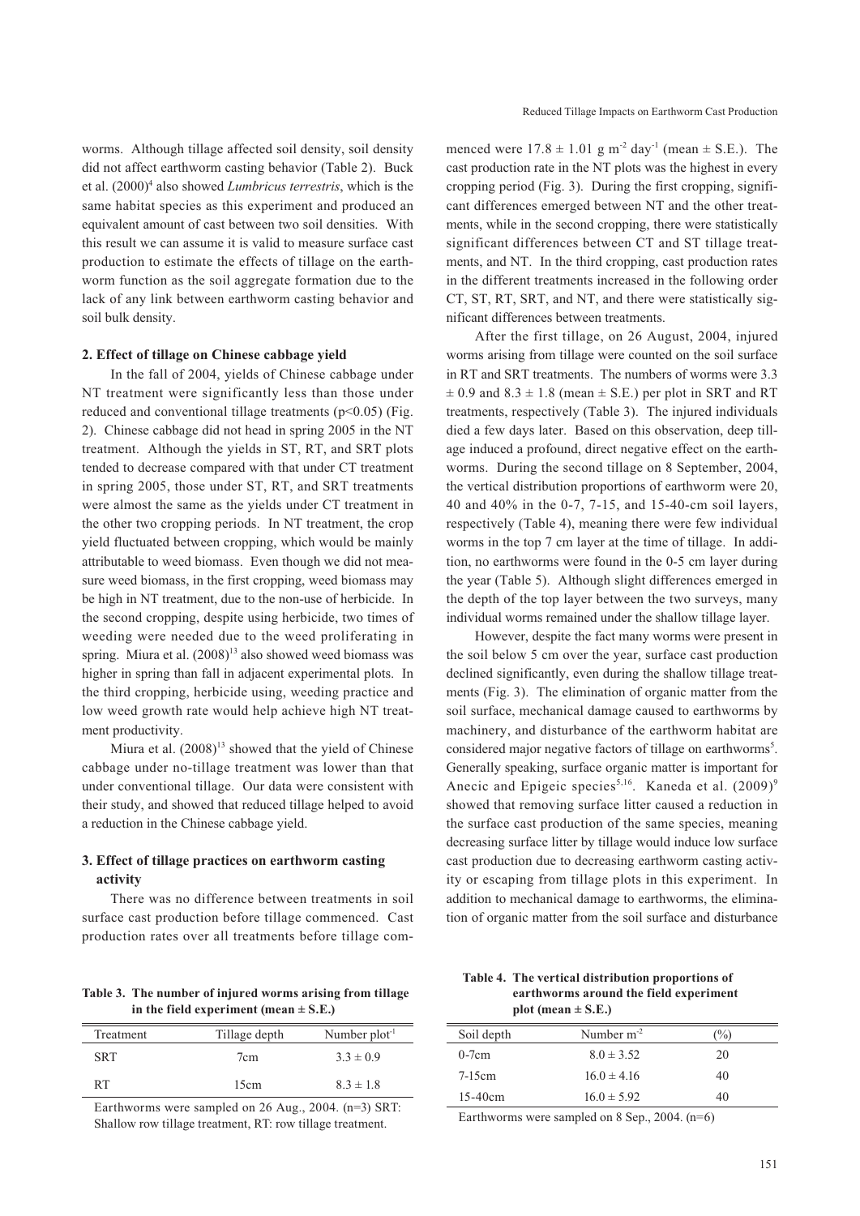worms. Although tillage affected soil density, soil density did not affect earthworm casting behavior (Table 2). Buck et al. (2000)[4] also showed *Lumbricus terrestris*, which is the same habitat species as this experiment and produced an equivalent amount of cast between two soil densities. With this result we can assume it is valid to measure surface cast production to estimate the effects of tillage on the earthworm function as the soil aggregate formation due to the lack of any link between earthworm casting behavior and soil bulk density.

### 2. Effect of tillage on Chinese cabbage yield

In the fall of 2004, yields of Chinese cabbage under NT treatment were significantly less than those under reduced and conventional tillage treatments ($p<0.05$) (Fig. 2). Chinese cabbage did not head in spring 2005 in the NT treatment. Although the yields in ST, RT, and SRT plots tended to decrease compared with that under CT treatment in spring 2005, those under ST, RT, and SRT treatments were almost the same as the yields under CT treatment in the other two cropping periods. In NT treatment, the crop yield fluctuated between cropping, which would be mainly attributable to weed biomass. Even though we did not measure weed biomass, in the first cropping, weed biomass may be high in NT treatment, due to the non-use of herbicide. In the second cropping, despite using herbicide, two times of weeding were needed due to the weed proliferating in spring. Miura et al. (2008)[13] also showed weed biomass was higher in spring than fall in adjacent experimental plots. In the third cropping, herbicide using, weeding practice and low weed growth rate would help achieve high NT treatment productivity.

Miura et al. (2008)[13] showed that the yield of Chinese cabbage under no-tillage treatment was lower than that under conventional tillage. Our data were consistent with their study, and showed that reduced tillage helped to avoid a reduction in the Chinese cabbage yield.

### 3. Effect of tillage practices on earthworm casting activity

There was no difference between treatments in soil surface cast production before tillage commenced. Cast production rates over all treatments before tillage commenced were $17.8 \pm 1.01$ g m$^{-2}$ day$^{-1}$ (mean ± S.E.). The cast production rate in the NT plots was the highest in every cropping period (Fig. 3). During the first cropping, significant differences emerged between NT and the other treatments, while in the second cropping, there were statistically significant differences between CT and ST tillage treatments, and NT. In the third cropping, cast production rates in the different treatments increased in the following order CT, ST, RT, SRT, and NT, and there were statistically significant differences between treatments.

After the first tillage, on 26 August, 2004, injured worms arising from tillage were counted on the soil surface in RT and SRT treatments. The numbers of worms were $3.3 \pm 0.9$ and $8.3 \pm 1.8$ (mean ± S.E.) per plot in SRT and RT treatments, respectively (Table 3). The injured individuals died a few days later. Based on this observation, deep tillage induced a profound, direct negative effect on the earthworms. During the second tillage on 8 September, 2004, the vertical distribution proportions of earthworm were 20, 40 and 40% in the 0-7, 7-15, and 15-40-cm soil layers, respectively (Table 4), meaning there were few individual worms in the top 7 cm layer at the time of tillage. In addition, no earthworms were found in the 0-5 cm layer during the year (Table 5). Although slight differences emerged in the depth of the top layer between the two surveys, many individual worms remained under the shallow tillage layer.

However, despite the fact many worms were present in the soil below 5 cm over the year, surface cast production declined significantly, even during the shallow tillage treatments (Fig. 3). The elimination of organic matter from the soil surface, mechanical damage caused to earthworms by machinery, and disturbance of the earthworm habitat are considered major negative factors of tillage on earthworms[5]. Generally speaking, surface organic matter is important for Anecic and Epigeic species[5,16]. Kaneda et al. (2009)[9] showed that removing surface litter caused a reduction in the surface cast production of the same species, meaning decreasing surface litter by tillage would induce low surface cast production due to decreasing earthworm casting activity or escaping from tillage plots in this experiment. In addition to mechanical damage to earthworms, the elimination of organic matter from the soil surface and disturbance

**Table 3. The number of injured worms arising from tillage in the field experiment (mean ± S.E.)**

| Treatment | Tillage depth | Number plot$^{-1}$ |
|---|---|---|
| SRT | 7cm | $3.3 \pm 0.9$ |
| RT | 15cm | $8.3 \pm 1.8$ |

Earthworms were sampled on 26 Aug., 2004. (n=3) SRT: Shallow row tillage treatment, RT: row tillage treatment.

**Table 4. The vertical distribution proportions of earthworms around the field experiment plot (mean ± S.E.)**

| Soil depth | Number m$^{-2}$ | (%) |
|---|---|---|
| 0-7cm | $8.0 \pm 3.52$ | 20 |
| 7-15cm | $16.0 \pm 4.16$ | 40 |
| 15-40cm | $16.0 \pm 5.92$ | 40 |

Earthworms were sampled on 8 Sep., 2004. (n=6)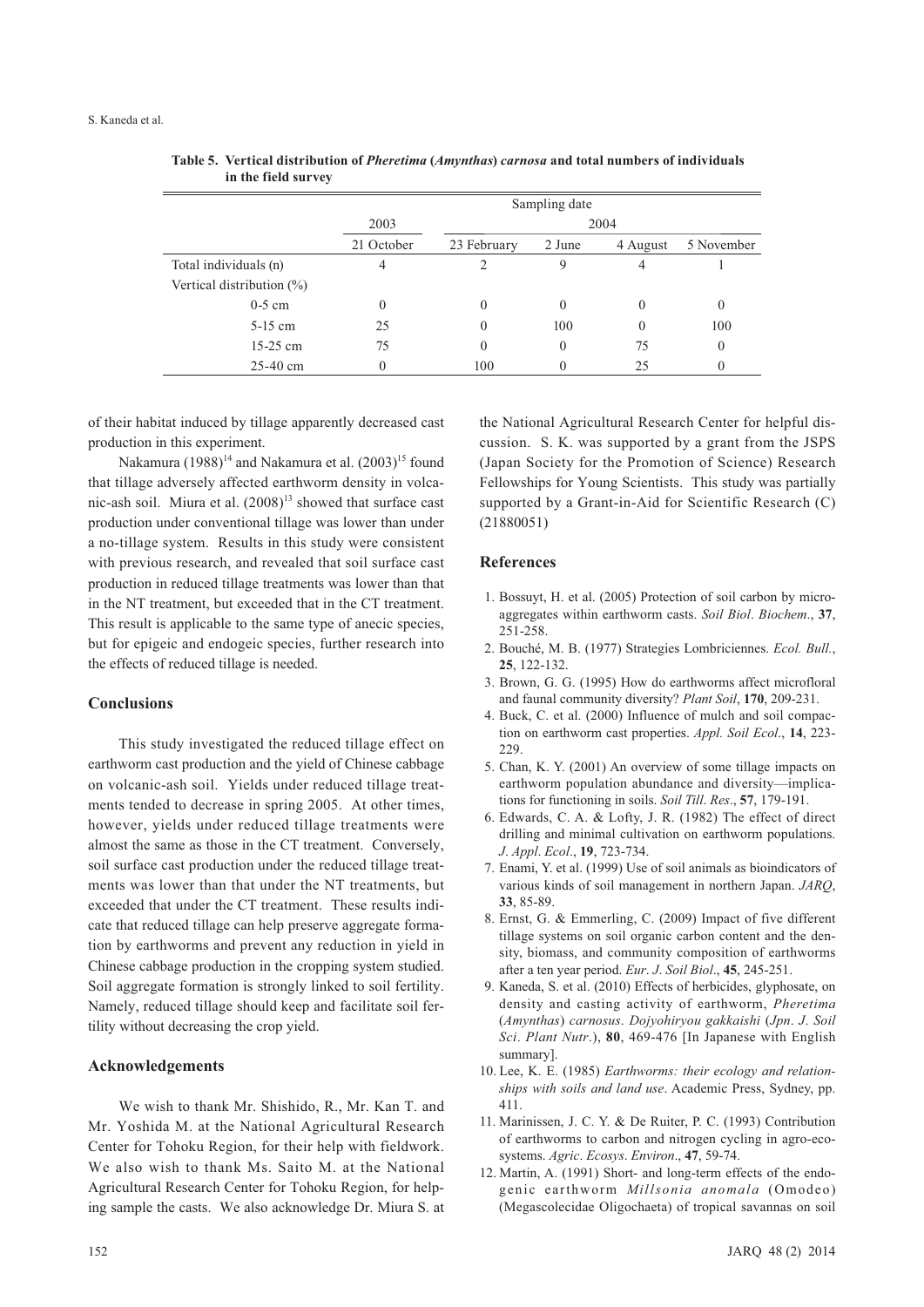**Table 5. Vertical distribution of *Pheretima* (*Amynthas*) *carnosa* and total numbers of individuals in the field survey**

| | Sampling date | | | | |
|---|---|---|---|---|---|
| | 2003 | 2004 | | | |
| | 21 October | 23 February | 2 June | 4 August | 5 November |
| Total individuals (n) | 4 | 2 | 9 | 4 | 1 |
| Vertical distribution (%) | | | | | |
| 0-5 cm | 0 | 0 | 0 | 0 | 0 |
| 5-15 cm | 25 | 0 | 100 | 0 | 100 |
| 15-25 cm | 75 | 0 | 0 | 75 | 0 |
| 25-40 cm | 0 | 100 | 0 | 25 | 0 |

of their habitat induced by tillage apparently decreased cast production in this experiment.

Nakamura (1988)[14] and Nakamura et al. (2003)[15] found that tillage adversely affected earthworm density in volcanic-ash soil. Miura et al. (2008)[13] showed that surface cast production under conventional tillage was lower than under a no-tillage system. Results in this study were consistent with previous research, and revealed that soil surface cast production in reduced tillage treatments was lower than that in the NT treatment, but exceeded that in the CT treatment. This result is applicable to the same type of anecic species, but for epigeic and endogeic species, further research into the effects of reduced tillage is needed.

## Conclusions

This study investigated the reduced tillage effect on earthworm cast production and the yield of Chinese cabbage on volcanic-ash soil. Yields under reduced tillage treatments tended to decrease in spring 2005. At other times, however, yields under reduced tillage treatments were almost the same as those in the CT treatment. Conversely, soil surface cast production under the reduced tillage treatments was lower than that under the NT treatments, but exceeded that under the CT treatment. These results indicate that reduced tillage can help preserve aggregate formation by earthworms and prevent any reduction in yield in Chinese cabbage production in the cropping system studied. Soil aggregate formation is strongly linked to soil fertility. Namely, reduced tillage should keep and facilitate soil fertility without decreasing the crop yield.

## Acknowledgements

We wish to thank Mr. Shishido, R., Mr. Kan T. and Mr. Yoshida M. at the National Agricultural Research Center for Tohoku Region, for their help with fieldwork. We also wish to thank Ms. Saito M. at the National Agricultural Research Center for Tohoku Region, for helping sample the casts. We also acknowledge Dr. Miura S. at the National Agricultural Research Center for helpful discussion. S. K. was supported by a grant from the JSPS (Japan Society for the Promotion of Science) Research Fellowships for Young Scientists. This study was partially supported by a Grant-in-Aid for Scientific Research (C) (21880051)

## References

1. Bossuyt, H. et al. (2005) Protection of soil carbon by microaggregates within earthworm casts. *Soil Biol. Biochem.*, **37**, 251-258.
2. Bouché, M. B. (1977) Strategies Lombriciennes. *Ecol. Bull.*, **25**, 122-132.
3. Brown, G. G. (1995) How do earthworms affect microfloral and faunal community diversity? *Plant Soil*, **170**, 209-231.
4. Buck, C. et al. (2000) Influence of mulch and soil compaction on earthworm cast properties. *Appl. Soil Ecol.*, **14**, 223-229.
5. Chan, K. Y. (2001) An overview of some tillage impacts on earthworm population abundance and diversity—implications for functioning in soils. *Soil Till. Res.*, **57**, 179-191.
6. Edwards, C. A. & Lofty, J. R. (1982) The effect of direct drilling and minimal cultivation on earthworm populations. *J. Appl. Ecol.*, **19**, 723-734.
7. Enami, Y. et al. (1999) Use of soil animals as bioindicators of various kinds of soil management in northern Japan. *JARQ*, **33**, 85-89.
8. Ernst, G. & Emmerling, C. (2009) Impact of five different tillage systems on soil organic carbon content and the density, biomass, and community composition of earthworms after a ten year period. *Eur. J. Soil Biol.*, **45**, 245-251.
9. Kaneda, S. et al. (2010) Effects of herbicides, glyphosate, on density and casting activity of earthworm, *Pheretima* (*Amynthas*) *carnosus*. *Dojyohiryou gakkaishi* (*Jpn. J. Soil Sci. Plant Nutr.*), **80**, 469-476 [In Japanese with English summary].
10. Lee, K. E. (1985) *Earthworms: their ecology and relationships with soils and land use*. Academic Press, Sydney, pp. 411.
11. Marinissen, J. C. Y. & De Ruiter, P. C. (1993) Contribution of earthworms to carbon and nitrogen cycling in agro-ecosystems. *Agric. Ecosys. Environ.*, **47**, 59-74.
12. Martin, A. (1991) Short- and long-term effects of the endogenic earthworm *Millsonia anomala* (Omodeo) (Megascolecidae Oligochaeta) of tropical savannas on soil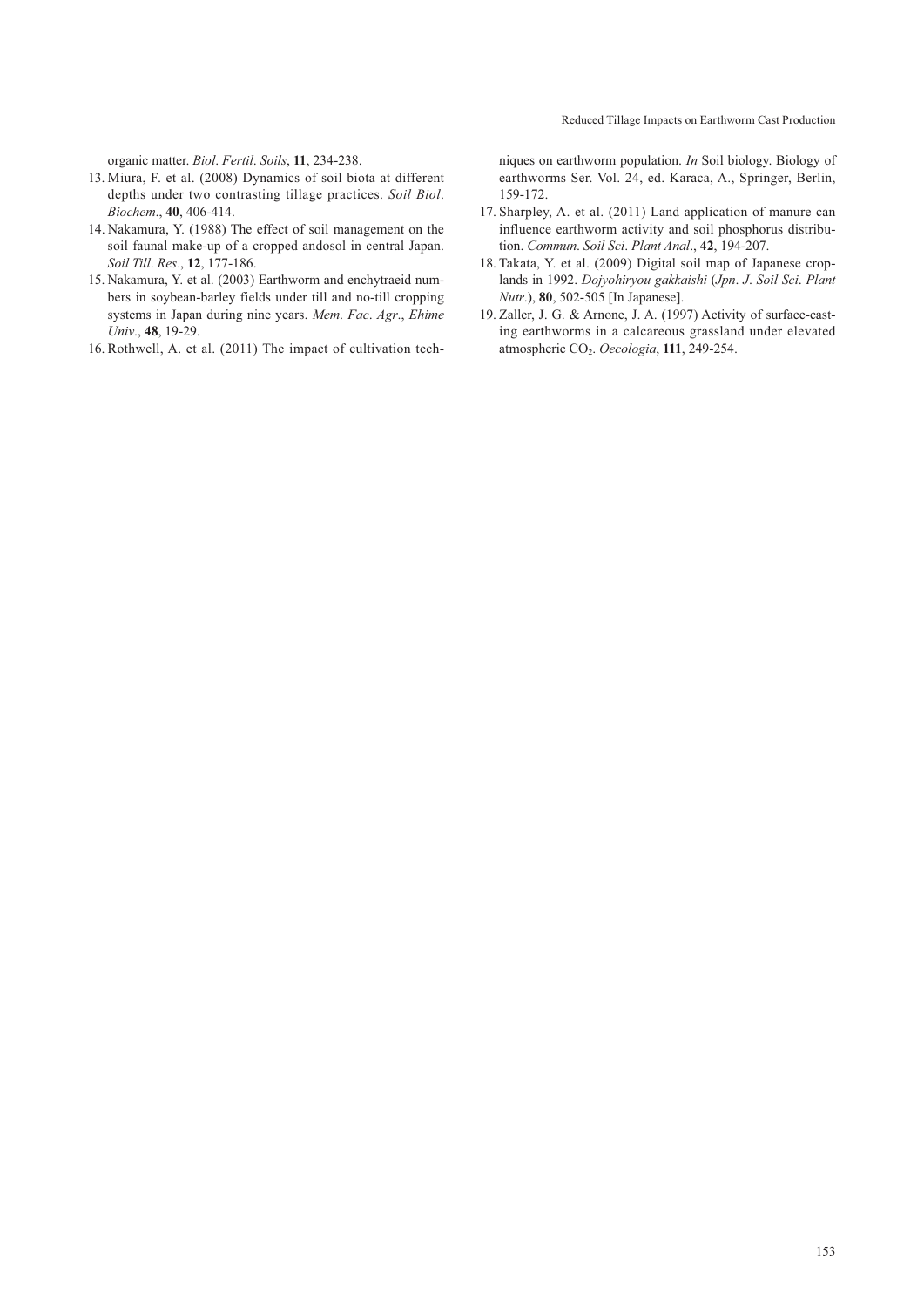organic matter. *Biol. Fertil. Soils*, **11**, 234-238.

13. Miura, F. et al. (2008) Dynamics of soil biota at different depths under two contrasting tillage practices. *Soil Biol. Biochem.*, **40**, 406-414.
14. Nakamura, Y. (1988) The effect of soil management on the soil faunal make-up of a cropped andosol in central Japan. *Soil Till. Res.*, **12**, 177-186.
15. Nakamura, Y. et al. (2003) Earthworm and enchytraeid numbers in soybean-barley fields under till and no-till cropping systems in Japan during nine years. *Mem. Fac. Agr., Ehime Univ.*, **48**, 19-29.
16. Rothwell, A. et al. (2011) The impact of cultivation techniques on earthworm population. *In* Soil biology. Biology of earthworms Ser. Vol. 24, ed. Karaca, A., Springer, Berlin, 159-172.
17. Sharpley, A. et al. (2011) Land application of manure can influence earthworm activity and soil phosphorus distribution. *Commun. Soil Sci. Plant Anal.*, **42**, 194-207.
18. Takata, Y. et al. (2009) Digital soil map of Japanese croplands in 1992. *Dojyohiryou gakkaishi* (*Jpn. J. Soil Sci. Plant Nutr.*), **80**, 502-505 [In Japanese].
19. Zaller, J. G. & Arnone, J. A. (1997) Activity of surface-casting earthworms in a calcareous grassland under elevated atmospheric $CO_2$. *Oecologia*, **111**, 249-254.